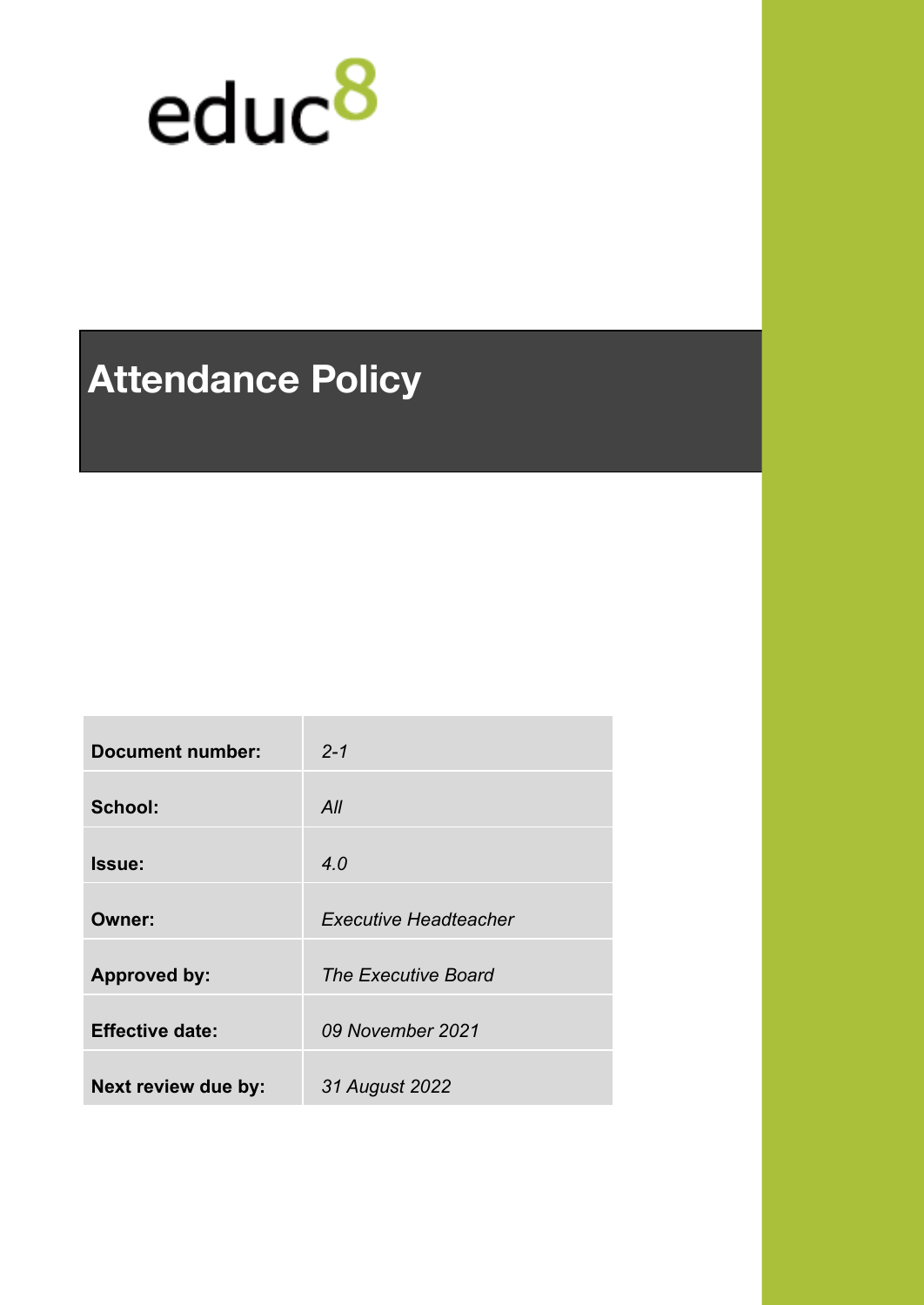educ8

# Attendance Policy

| Document number: | *2-1* |
|---|---|
| **School:** | *All* |
| **Issue:** | *4.0* |
| **Owner:** | *Executive Headteacher* |
| **Approved by:** | *The Executive Board* |
| **Effective date:** | *09 November 2021* |
| **Next review due by:** | *31 August 2022* |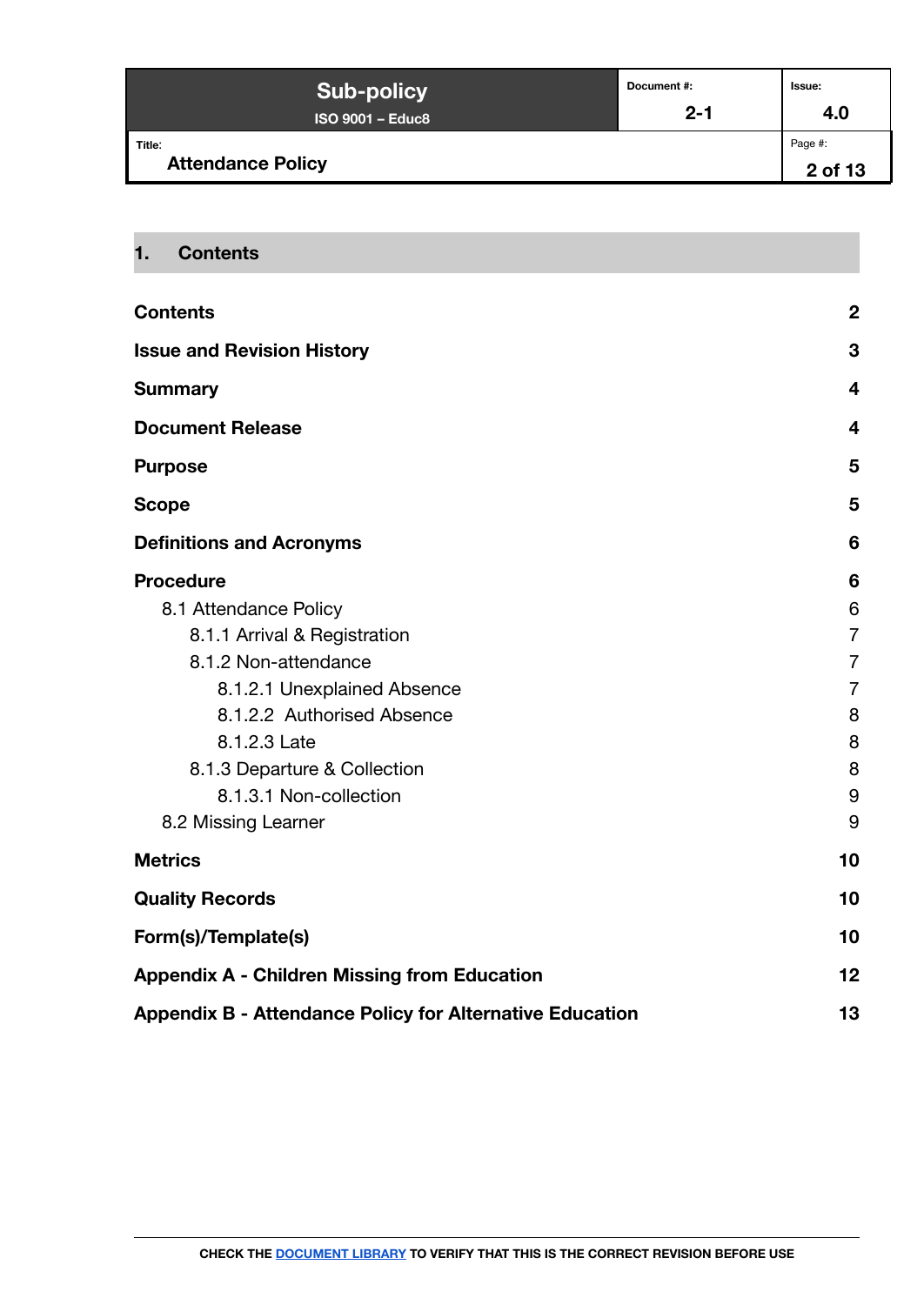## 1. Contents

| | |
|---|---|
| **Contents** | **2** |
| **Issue and Revision History** | **3** |
| **Summary** | **4** |
| **Document Release** | **4** |
| **Purpose** | **5** |
| **Scope** | **5** |
| **Definitions and Acronyms** | **6** |
| **Procedure** | **6** |
| 8.1 Attendance Policy | 6 |
| 8.1.1 Arrival & Registration | 7 |
| 8.1.2 Non-attendance | 7 |
| 8.1.2.1 Unexplained Absence | 7 |
| 8.1.2.2 Authorised Absence | 8 |
| 8.1.2.3 Late | 8 |
| 8.1.3 Departure & Collection | 8 |
| 8.1.3.1 Non-collection | 9 |
| 8.2 Missing Learner | 9 |
| **Metrics** | **10** |
| **Quality Records** | **10** |
| **Form(s)/Template(s)** | **10** |
| **Appendix A - Children Missing from Education** | **12** |
| **Appendix B - Attendance Policy for Alternative Education** | **13** |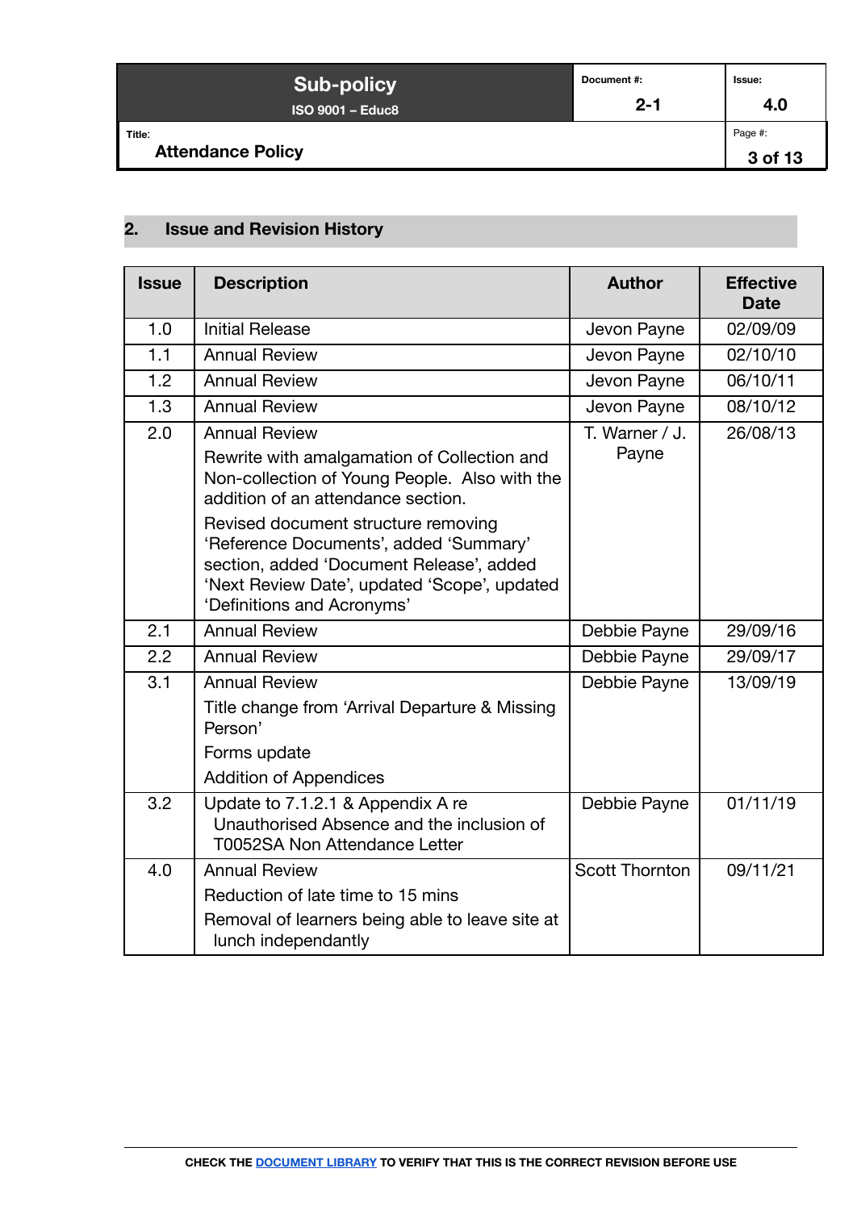## 2. Issue and Revision History

| Issue | Description | Author | Effective Date |
|---|---|---|---|
| 1.0 | Initial Release | Jevon Payne | 02/09/09 |
| 1.1 | Annual Review | Jevon Payne | 02/10/10 |
| 1.2 | Annual Review | Jevon Payne | 06/10/11 |
| 1.3 | Annual Review | Jevon Payne | 08/10/12 |
| 2.0 | Annual Review<br>Rewrite with amalgamation of Collection and Non-collection of Young People. Also with the addition of an attendance section.<br>Revised document structure removing 'Reference Documents', added 'Summary' section, added 'Document Release', added 'Next Review Date', updated 'Scope', updated 'Definitions and Acronyms' | T. Warner / J. Payne | 26/08/13 |
| 2.1 | Annual Review | Debbie Payne | 29/09/16 |
| 2.2 | Annual Review | Debbie Payne | 29/09/17 |
| 3.1 | Annual Review<br>Title change from 'Arrival Departure & Missing Person'<br>Forms update<br>Addition of Appendices | Debbie Payne | 13/09/19 |
| 3.2 | Update to 7.1.2.1 & Appendix A re Unauthorised Absence and the inclusion of T0052SA Non Attendance Letter | Debbie Payne | 01/11/19 |
| 4.0 | Annual Review<br>Reduction of late time to 15 mins<br>Removal of learners being able to leave site at lunch independantly | Scott Thornton | 09/11/21 |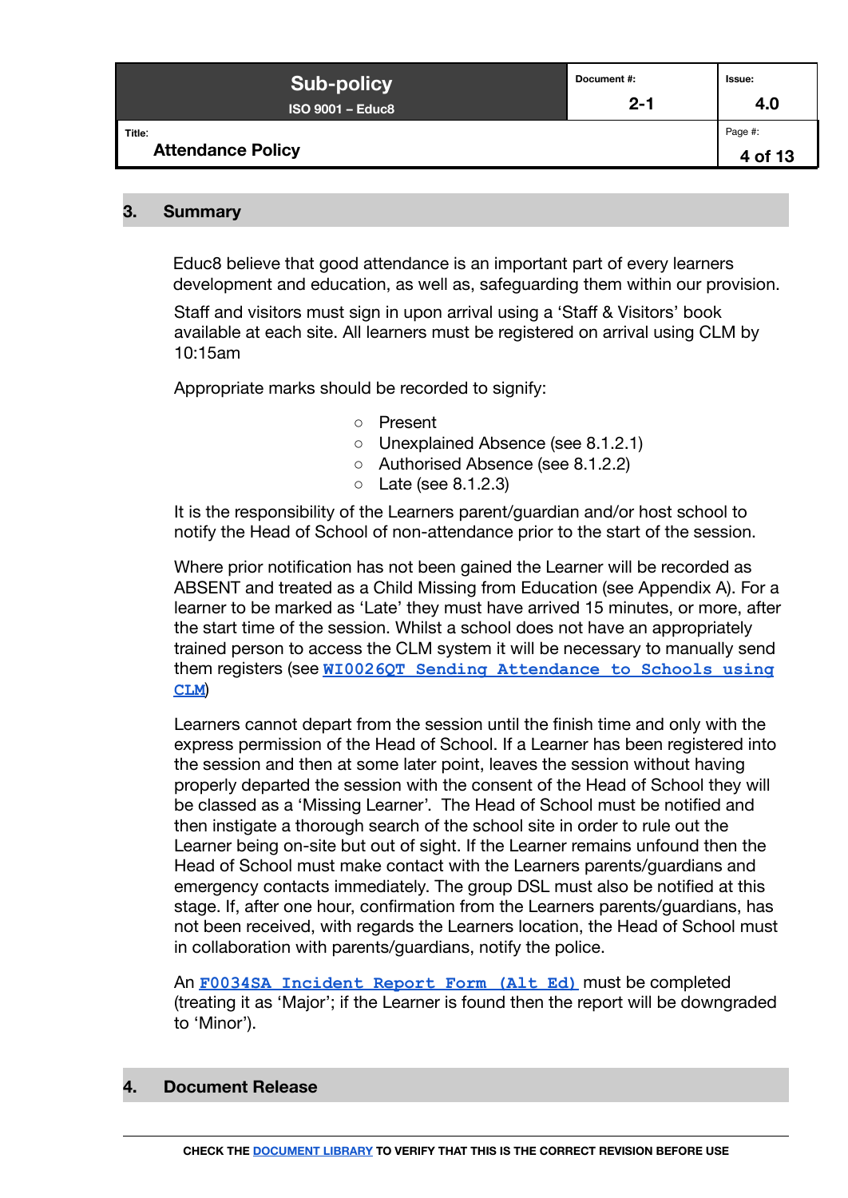## 3. Summary

Educ8 believe that good attendance is an important part of every learners development and education, as well as, safeguarding them within our provision.

Staff and visitors must sign in upon arrival using a 'Staff & Visitors' book available at each site. All learners must be registered on arrival using CLM by 10:15am

Appropriate marks should be recorded to signify:

- Present
- Unexplained Absence (see 8.1.2.1)
- Authorised Absence (see 8.1.2.2)
- Late (see 8.1.2.3)

It is the responsibility of the Learners parent/guardian and/or host school to notify the Head of School of non-attendance prior to the start of the session.

Where prior notification has not been gained the Learner will be recorded as ABSENT and treated as a Child Missing from Education (see Appendix A). For a learner to be marked as 'Late' they must have arrived 15 minutes, or more, after the start time of the session. Whilst a school does not have an appropriately trained person to access the CLM system it will be necessary to manually send them registers (see WI0026QT Sending Attendance to Schools using CLM)

Learners cannot depart from the session until the finish time and only with the express permission of the Head of School. If a Learner has been registered into the session and then at some later point, leaves the session without having properly departed the session with the consent of the Head of School they will be classed as a 'Missing Learner'. The Head of School must be notified and then instigate a thorough search of the school site in order to rule out the Learner being on-site but out of sight. If the Learner remains unfound then the Head of School must make contact with the Learners parents/guardians and emergency contacts immediately. The group DSL must also be notified at this stage. If, after one hour, confirmation from the Learners parents/guardians, has not been received, with regards the Learners location, the Head of School must in collaboration with parents/guardians, notify the police.

An F0034SA Incident Report Form (Alt Ed) must be completed (treating it as 'Major'; if the Learner is found then the report will be downgraded to 'Minor').

## 4. Document Release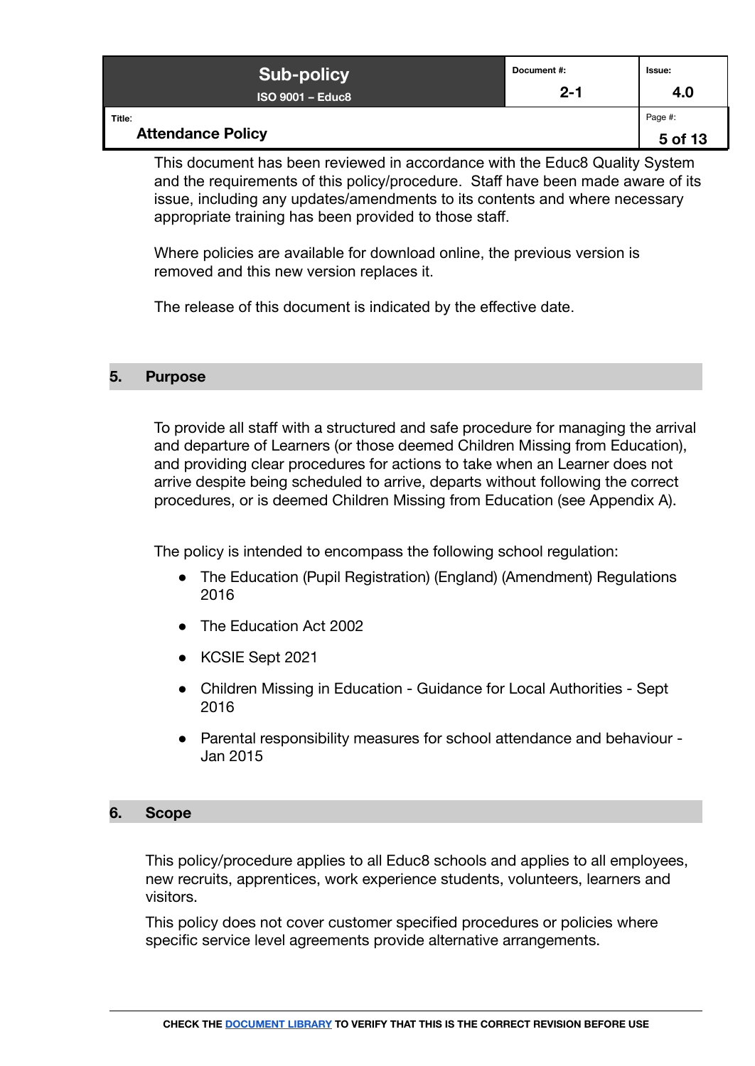This document has been reviewed in accordance with the Educ8 Quality System and the requirements of this policy/procedure. Staff have been made aware of its issue, including any updates/amendments to its contents and where necessary appropriate training has been provided to those staff.

Where policies are available for download online, the previous version is removed and this new version replaces it.

The release of this document is indicated by the effective date.

## 5. Purpose

To provide all staff with a structured and safe procedure for managing the arrival and departure of Learners (or those deemed Children Missing from Education), and providing clear procedures for actions to take when an Learner does not arrive despite being scheduled to arrive, departs without following the correct procedures, or is deemed Children Missing from Education (see Appendix A).

The policy is intended to encompass the following school regulation:

- The Education (Pupil Registration) (England) (Amendment) Regulations 2016
- The Education Act 2002
- KCSIE Sept 2021
- Children Missing in Education - Guidance for Local Authorities - Sept 2016
- Parental responsibility measures for school attendance and behaviour - Jan 2015

## 6. Scope

This policy/procedure applies to all Educ8 schools and applies to all employees, new recruits, apprentices, work experience students, volunteers, learners and visitors.

This policy does not cover customer specified procedures or policies where specific service level agreements provide alternative arrangements.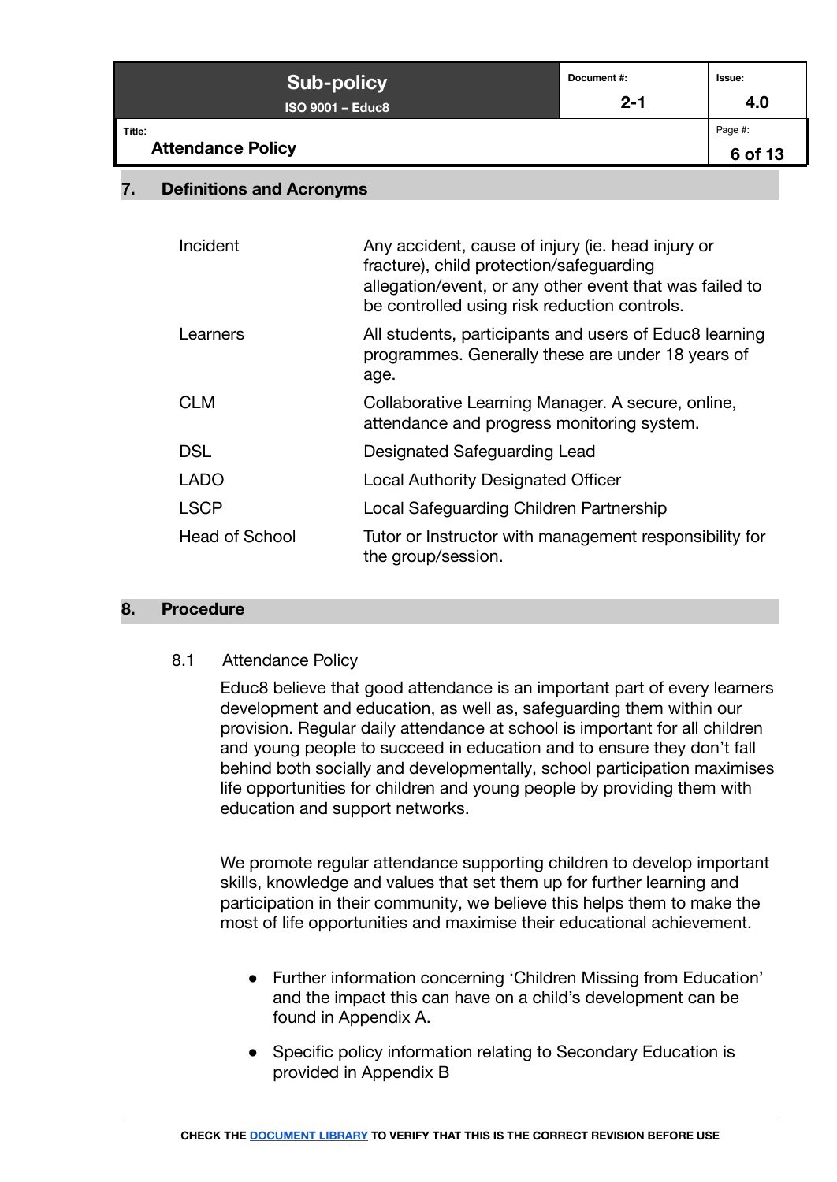## 7. Definitions and Acronyms

| Term | Definition |
|---|---|
| Incident | Any accident, cause of injury (ie. head injury or fracture), child protection/safeguarding allegation/event, or any other event that was failed to be controlled using risk reduction controls. |
| Learners | All students, participants and users of Educ8 learning programmes. Generally these are under 18 years of age. |
| CLM | Collaborative Learning Manager. A secure, online, attendance and progress monitoring system. |
| DSL | Designated Safeguarding Lead |
| LADO | Local Authority Designated Officer |
| LSCP | Local Safeguarding Children Partnership |
| Head of School | Tutor or Instructor with management responsibility for the group/session. |

## 8. Procedure

### 8.1 Attendance Policy

Educ8 believe that good attendance is an important part of every learners development and education, as well as, safeguarding them within our provision. Regular daily attendance at school is important for all children and young people to succeed in education and to ensure they don't fall behind both socially and developmentally, school participation maximises life opportunities for children and young people by providing them with education and support networks.

We promote regular attendance supporting children to develop important skills, knowledge and values that set them up for further learning and participation in their community, we believe this helps them to make the most of life opportunities and maximise their educational achievement.

- Further information concerning 'Children Missing from Education' and the impact this can have on a child's development can be found in Appendix A.
- Specific policy information relating to Secondary Education is provided in Appendix B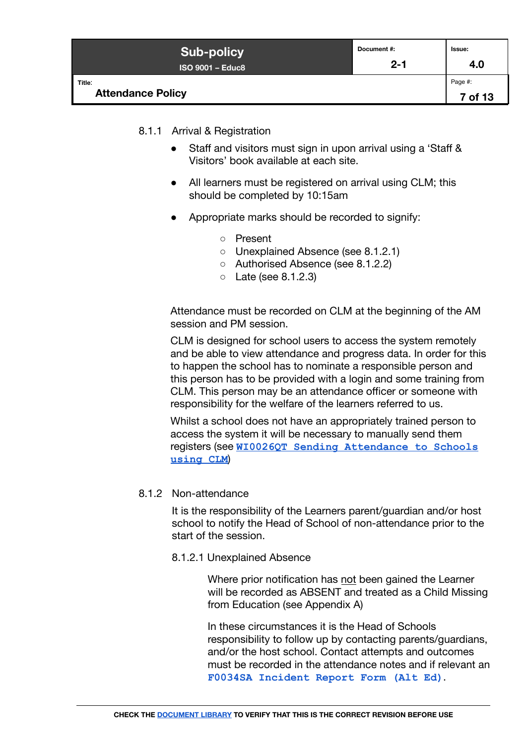#### 8.1.1 Arrival & Registration

- Staff and visitors must sign in upon arrival using a 'Staff & Visitors' book available at each site.
- All learners must be registered on arrival using CLM; this should be completed by 10:15am
- Appropriate marks should be recorded to signify:
  - Present
  - Unexplained Absence (see 8.1.2.1)
  - Authorised Absence (see 8.1.2.2)
  - Late (see 8.1.2.3)

Attendance must be recorded on CLM at the beginning of the AM session and PM session.

CLM is designed for school users to access the system remotely and be able to view attendance and progress data. In order for this to happen the school has to nominate a responsible person and this person has to be provided with a login and some training from CLM. This person may be an attendance officer or someone with responsibility for the welfare of the learners referred to us.

Whilst a school does not have an appropriately trained person to access the system it will be necessary to manually send them registers (see **WI0026QT Sending Attendance to Schools using CLM**)

#### 8.1.2 Non-attendance

It is the responsibility of the Learners parent/guardian and/or host school to notify the Head of School of non-attendance prior to the start of the session.

##### 8.1.2.1 Unexplained Absence

Where prior notification has not been gained the Learner will be recorded as ABSENT and treated as a Child Missing from Education (see Appendix A)

In these circumstances it is the Head of Schools responsibility to follow up by contacting parents/guardians, and/or the host school. Contact attempts and outcomes must be recorded in the attendance notes and if relevant an **F0034SA Incident Report Form (Alt Ed)**.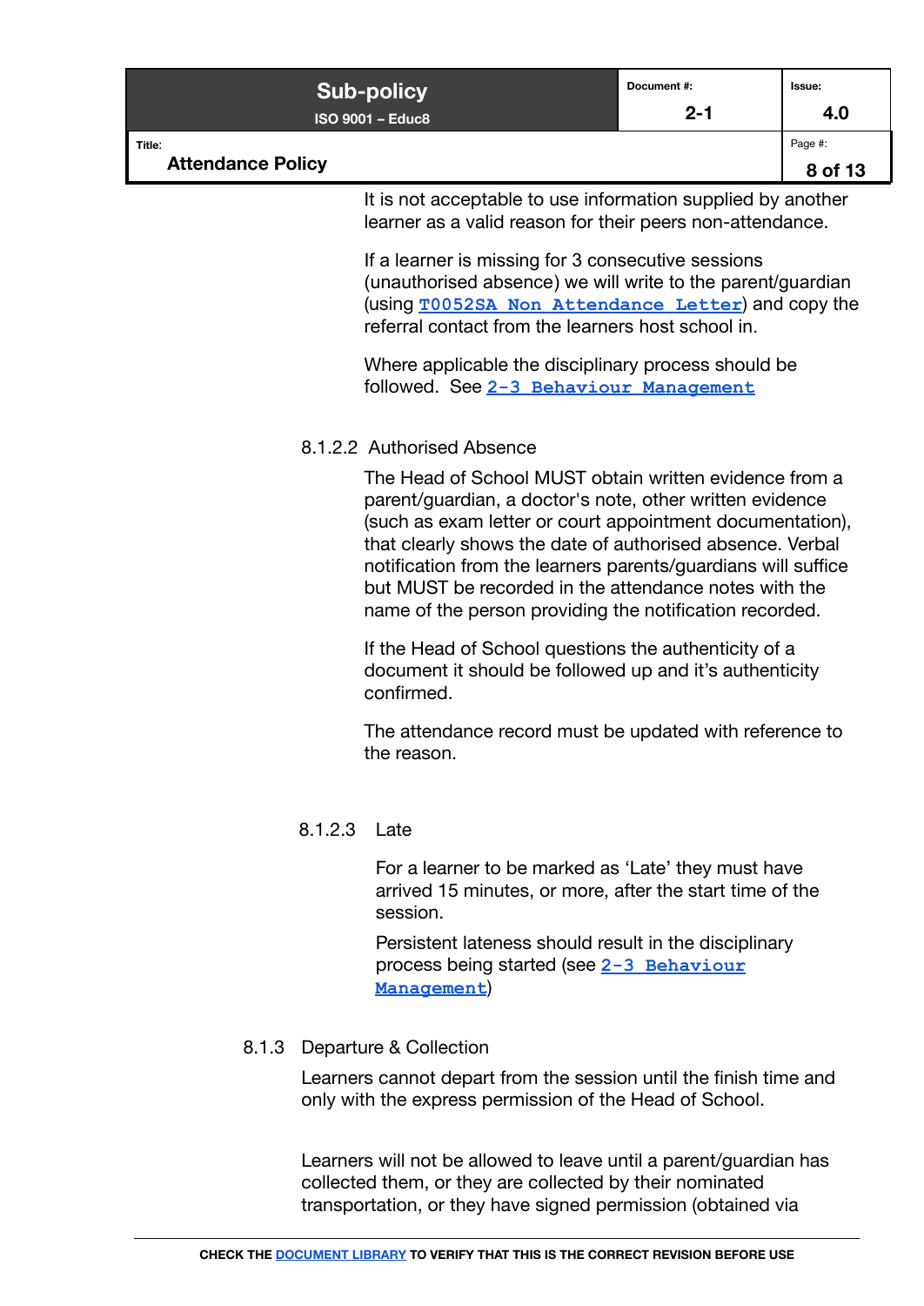It is not acceptable to use information supplied by another learner as a valid reason for their peers non-attendance.

If a learner is missing for 3 consecutive sessions (unauthorised absence) we will write to the parent/guardian (using [T0052SA Non Attendance Letter]) and copy the referral contact from the learners host school in.

Where applicable the disciplinary process should be followed. See [2-3 Behaviour Management]

#### 8.1.2.2 Authorised Absence

The Head of School MUST obtain written evidence from a parent/guardian, a doctor's note, other written evidence (such as exam letter or court appointment documentation), that clearly shows the date of authorised absence. Verbal notification from the learners parents/guardians will suffice but MUST be recorded in the attendance notes with the name of the person providing the notification recorded.

If the Head of School questions the authenticity of a document it should be followed up and it's authenticity confirmed.

The attendance record must be updated with reference to the reason.

#### 8.1.2.3 Late

For a learner to be marked as 'Late' they must have arrived 15 minutes, or more, after the start time of the session.

Persistent lateness should result in the disciplinary process being started (see [2-3 Behaviour Management])

### 8.1.3 Departure & Collection

Learners cannot depart from the session until the finish time and only with the express permission of the Head of School.

Learners will not be allowed to leave until a parent/guardian has collected them, or they are collected by their nominated transportation, or they have signed permission (obtained via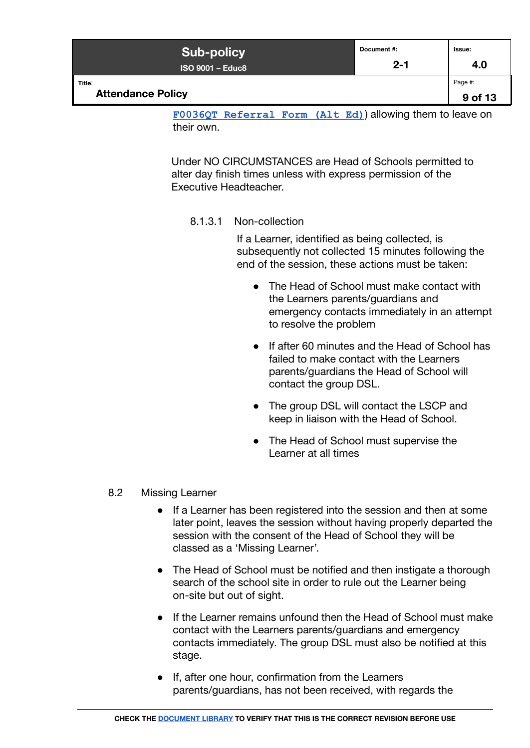[F0036QT Referral Form (Alt Ed)]) allowing them to leave on their own.

Under NO CIRCUMSTANCES are Head of Schools permitted to alter day finish times unless with express permission of the Executive Headteacher.

#### 8.1.3.1 Non-collection

If a Learner, identified as being collected, is subsequently not collected 15 minutes following the end of the session, these actions must be taken:

- The Head of School must make contact with the Learners parents/guardians and emergency contacts immediately in an attempt to resolve the problem
- If after 60 minutes and the Head of School has failed to make contact with the Learners parents/guardians the Head of School will contact the group DSL.
- The group DSL will contact the LSCP and keep in liaison with the Head of School.
- The Head of School must supervise the Learner at all times

### 8.2 Missing Learner

- If a Learner has been registered into the session and then at some later point, leaves the session without having properly departed the session with the consent of the Head of School they will be classed as a 'Missing Learner'.
- The Head of School must be notified and then instigate a thorough search of the school site in order to rule out the Learner being on-site but out of sight.
- If the Learner remains unfound then the Head of School must make contact with the Learners parents/guardians and emergency contacts immediately. The group DSL must also be notified at this stage.
- If, after one hour, confirmation from the Learners parents/guardians, has not been received, with regards the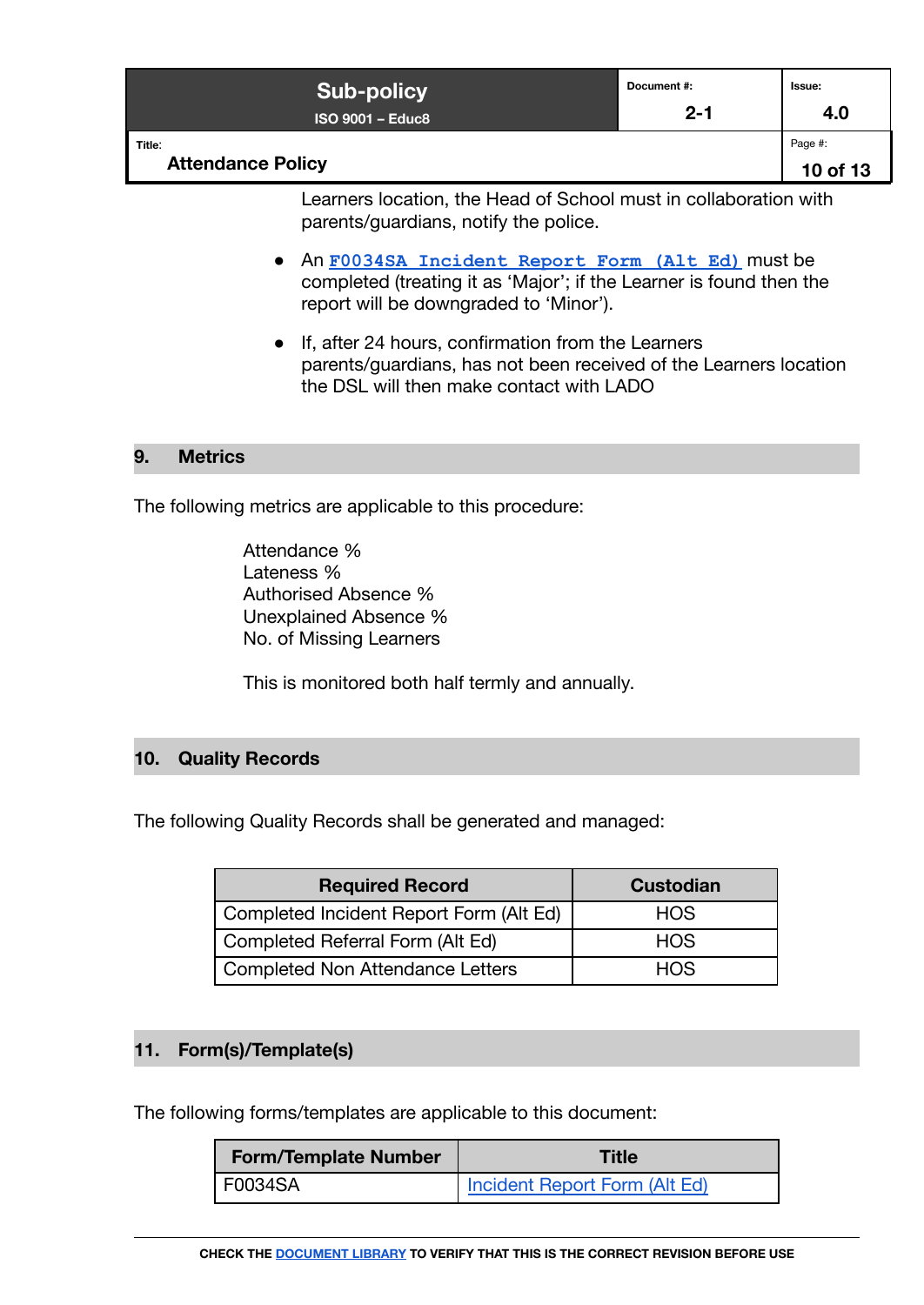Learners location, the Head of School must in collaboration with parents/guardians, notify the police.

- An **F0034SA Incident Report Form (Alt Ed)** must be completed (treating it as 'Major'; if the Learner is found then the report will be downgraded to 'Minor').
- If, after 24 hours, confirmation from the Learners parents/guardians, has not been received of the Learners location the DSL will then make contact with LADO

## 9. Metrics

The following metrics are applicable to this procedure:

Attendance %
Lateness %
Authorised Absence %
Unexplained Absence %
No. of Missing Learners

This is monitored both half termly and annually.

## 10. Quality Records

The following Quality Records shall be generated and managed:

| Required Record | Custodian |
|---|---|
| Completed Incident Report Form (Alt Ed) | HOS |
| Completed Referral Form (Alt Ed) | HOS |
| Completed Non Attendance Letters | HOS |

## 11. Form(s)/Template(s)

The following forms/templates are applicable to this document:

| Form/Template Number | Title |
|---|---|
| F0034SA | Incident Report Form (Alt Ed) |

CHECK THE DOCUMENT LIBRARY TO VERIFY THAT THIS IS THE CORRECT REVISION BEFORE USE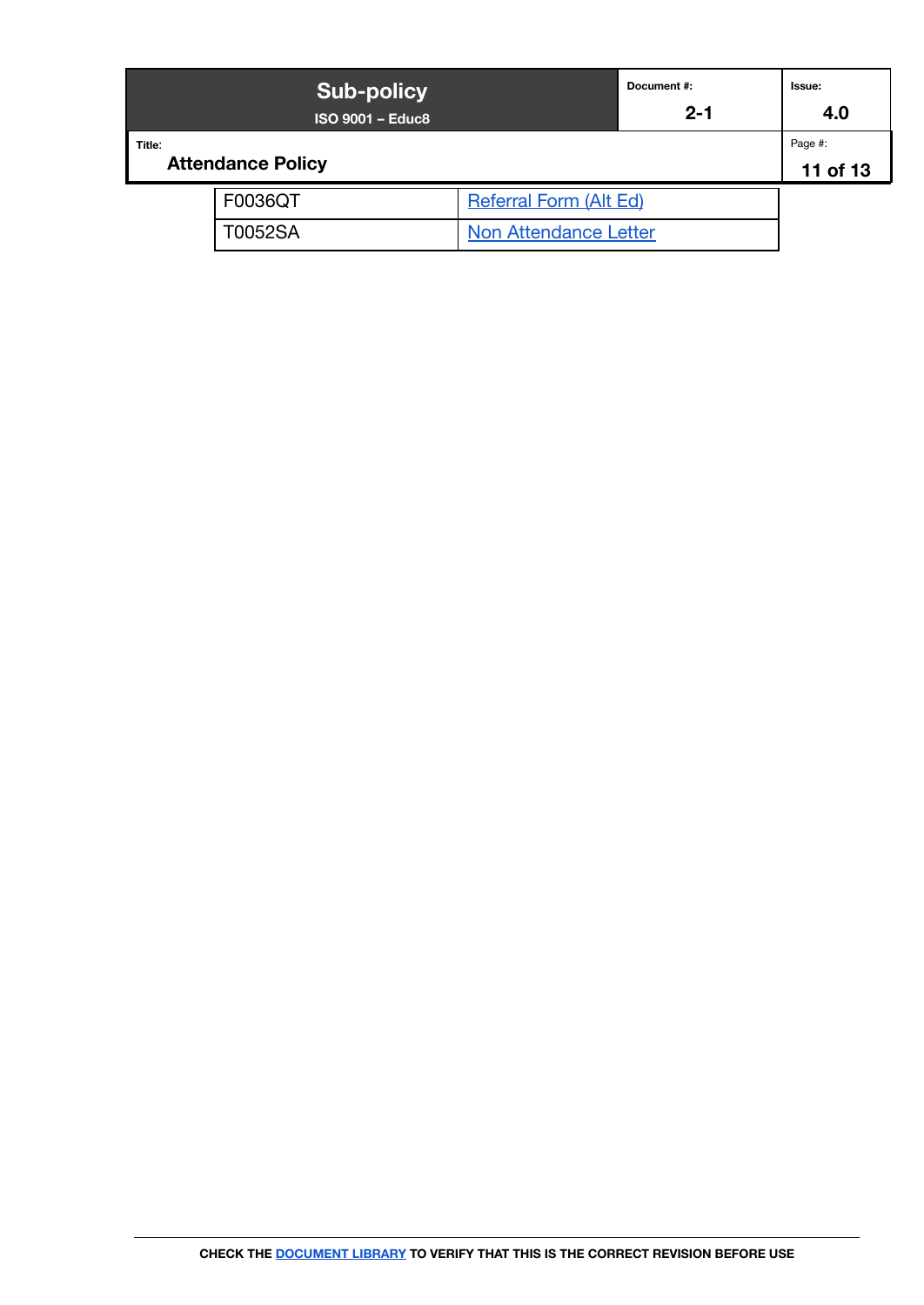| | |
|---|---|
| F0036QT | Referral Form (Alt Ed) |
| T0052SA | Non Attendance Letter |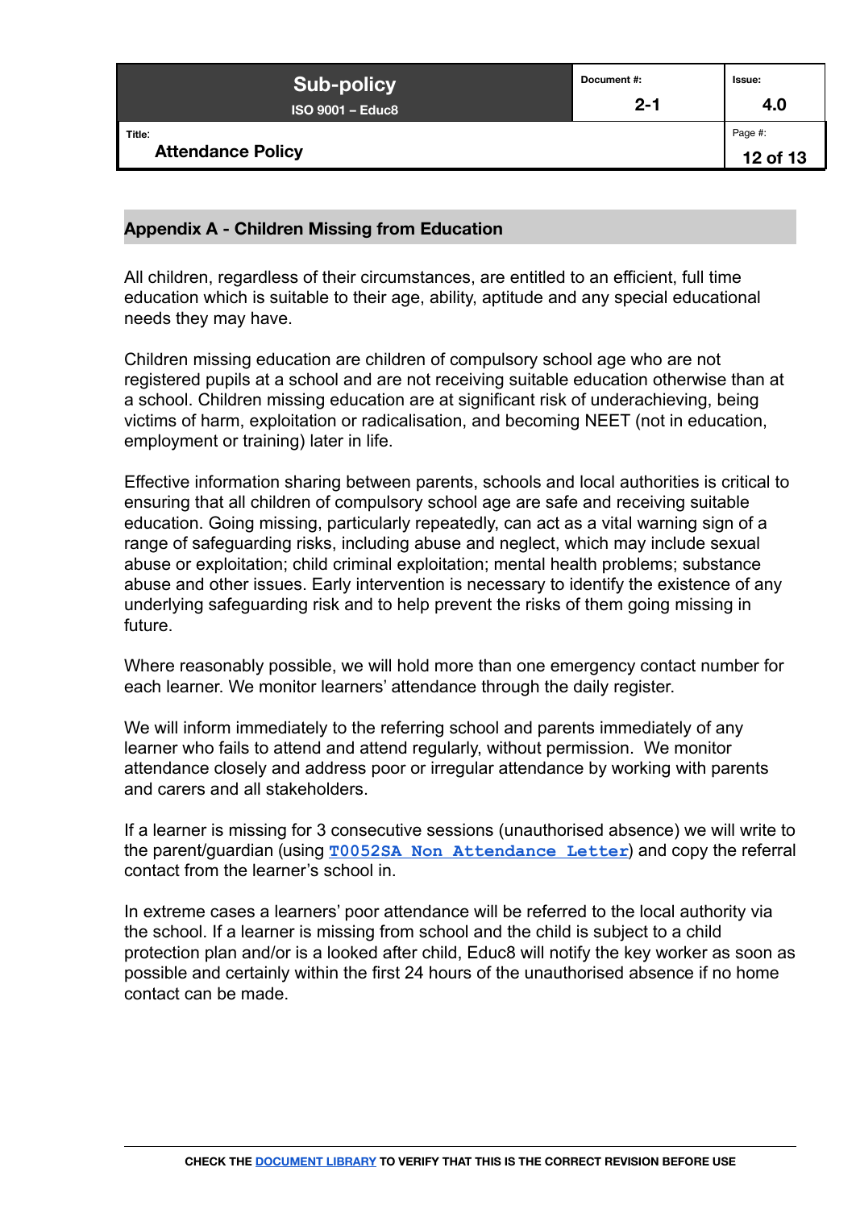## Appendix A - Children Missing from Education

All children, regardless of their circumstances, are entitled to an efficient, full time education which is suitable to their age, ability, aptitude and any special educational needs they may have.

Children missing education are children of compulsory school age who are not registered pupils at a school and are not receiving suitable education otherwise than at a school. Children missing education are at significant risk of underachieving, being victims of harm, exploitation or radicalisation, and becoming NEET (not in education, employment or training) later in life.

Effective information sharing between parents, schools and local authorities is critical to ensuring that all children of compulsory school age are safe and receiving suitable education. Going missing, particularly repeatedly, can act as a vital warning sign of a range of safeguarding risks, including abuse and neglect, which may include sexual abuse or exploitation; child criminal exploitation; mental health problems; substance abuse and other issues. Early intervention is necessary to identify the existence of any underlying safeguarding risk and to help prevent the risks of them going missing in future.

Where reasonably possible, we will hold more than one emergency contact number for each learner. We monitor learners' attendance through the daily register.

We will inform immediately to the referring school and parents immediately of any learner who fails to attend and attend regularly, without permission. We monitor attendance closely and address poor or irregular attendance by working with parents and carers and all stakeholders.

If a learner is missing for 3 consecutive sessions (unauthorised absence) we will write to the parent/guardian (using **T0052SA Non Attendance Letter**) and copy the referral contact from the learner's school in.

In extreme cases a learners' poor attendance will be referred to the local authority via the school. If a learner is missing from school and the child is subject to a child protection plan and/or is a looked after child, Educ8 will notify the key worker as soon as possible and certainly within the first 24 hours of the unauthorised absence if no home contact can be made.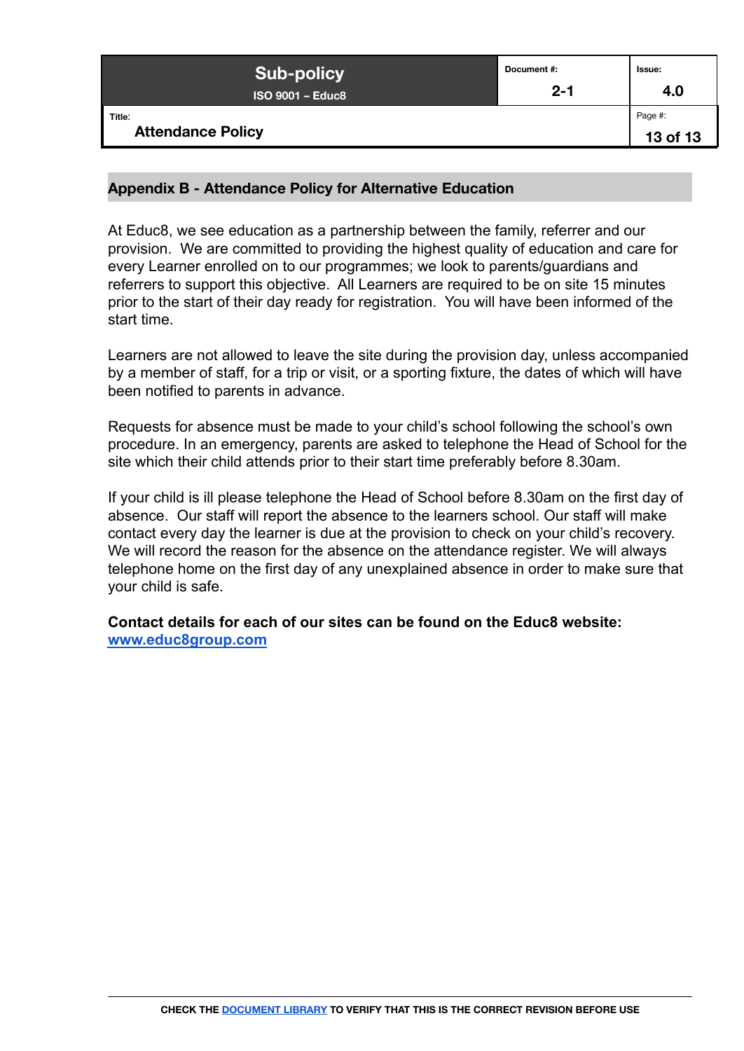## Appendix B - Attendance Policy for Alternative Education

At Educ8, we see education as a partnership between the family, referrer and our provision. We are committed to providing the highest quality of education and care for every Learner enrolled on to our programmes; we look to parents/guardians and referrers to support this objective. All Learners are required to be on site 15 minutes prior to the start of their day ready for registration. You will have been informed of the start time.

Learners are not allowed to leave the site during the provision day, unless accompanied by a member of staff, for a trip or visit, or a sporting fixture, the dates of which will have been notified to parents in advance.

Requests for absence must be made to your child's school following the school's own procedure. In an emergency, parents are asked to telephone the Head of School for the site which their child attends prior to their start time preferably before 8.30am.

If your child is ill please telephone the Head of School before 8.30am on the first day of absence. Our staff will report the absence to the learners school. Our staff will make contact every day the learner is due at the provision to check on your child's recovery. We will record the reason for the absence on the attendance register. We will always telephone home on the first day of any unexplained absence in order to make sure that your child is safe.

**Contact details for each of our sites can be found on the Educ8 website:** **[www.educ8group.com](http://www.educ8group.com)**